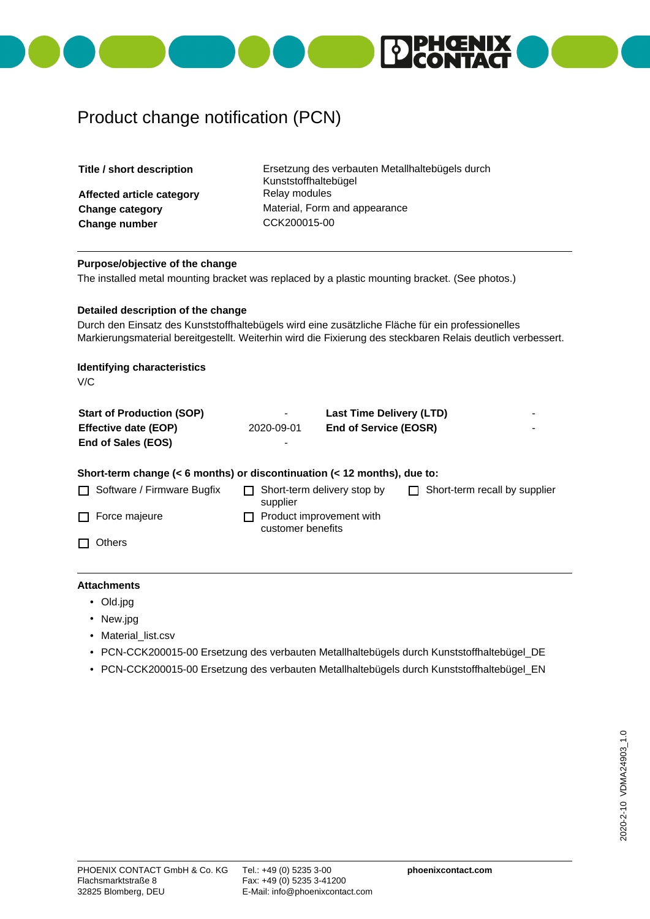# Product change notification (PCN)

| **Title / short description** | Ersetzung des verbauten Metallhaltebügels durch Kunststoffhaltebügel |
|---|---|
| **Affected article category** | Relay modules |
| **Change category** | Material, Form and appearance |
| **Change number** | CCK200015-00 |

**Purpose/objective of the change**

The installed metal mounting bracket was replaced by a plastic mounting bracket. (See photos.)

**Detailed description of the change**

Durch den Einsatz des Kunststoffhaltebügels wird eine zusätzliche Fläche für ein professionelles Markierungsmaterial bereitgestellt. Weiterhin wird die Fixierung des steckbaren Relais deutlich verbessert.

**Identifying characteristics**

V/C

| | | | |
|---|---|---|---|
| **Start of Production (SOP)** | - | **Last Time Delivery (LTD)** | - |
| **Effective date (EOP)** | 2020-09-01 | **End of Service (EOSR)** | - |
| **End of Sales (EOS)** | - | | |

**Short-term change (< 6 months) or discontinuation (< 12 months), due to:**

- ☐ Software / Firmware Bugfix
- ☐ Short-term delivery stop by supplier
- ☐ Short-term recall by supplier
- ☐ Force majeure
- ☐ Product improvement with customer benefits
- ☐ Others

**Attachments**

- Old.jpg
- New.jpg
- Material_list.csv
- PCN-CCK200015-00 Ersetzung des verbauten Metallhaltebügels durch Kunststoffhaltebügel_DE
- PCN-CCK200015-00 Ersetzung des verbauten Metallhaltebügels durch Kunststoffhaltebügel_EN

PHOENIX CONTACT GmbH & Co. KG
Flachsmarktstraße 8
32825 Blomberg, DEU

Tel.: +49 (0) 5235 3-00
Fax: +49 (0) 5235 3-41200
E-Mail: info@phoenixcontact.com

**phoenixcontact.com**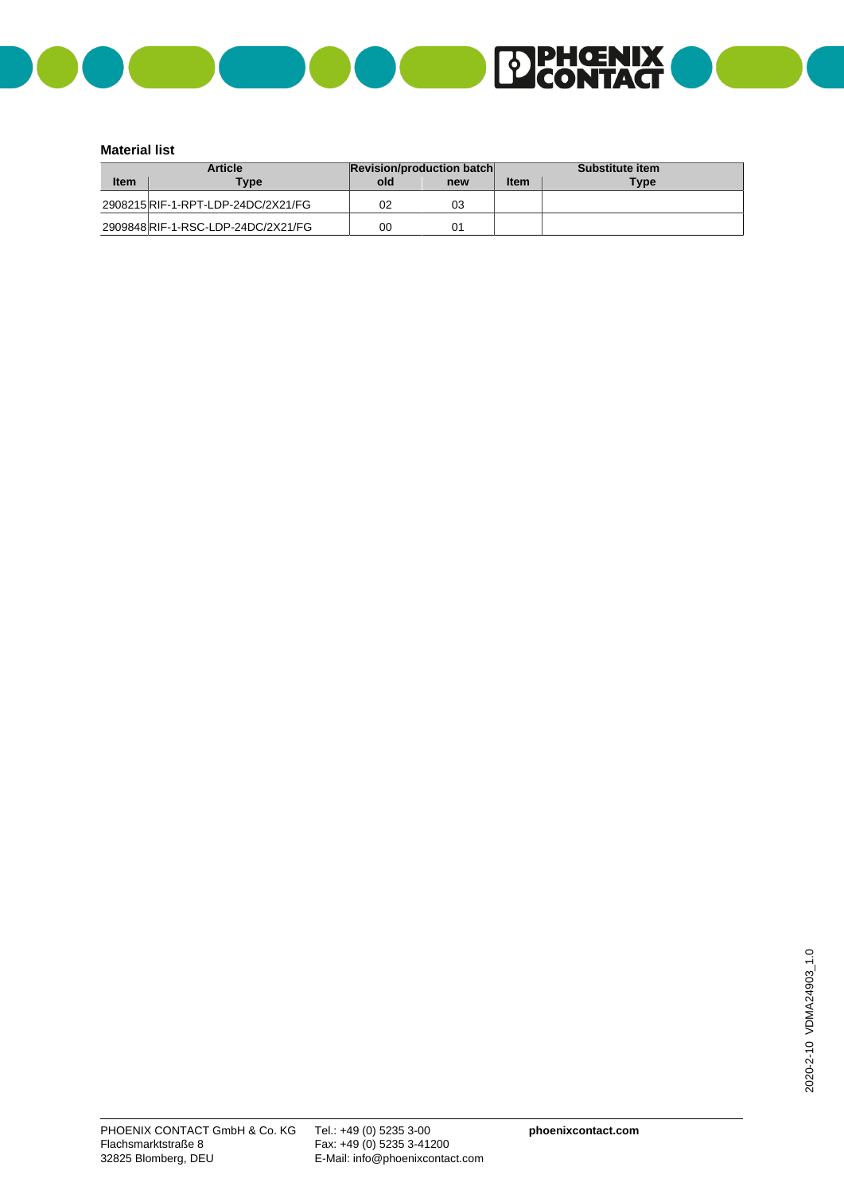### Material list

| Article | | Revision/production batch | | Substitute item | |
|---|---|---|---|---|---|
| Item | Type | old | new | Item | Type |
| 2908215 | RIF-1-RPT-LDP-24DC/2X21/FG | 02 | 03 | | |
| 2909848 | RIF-1-RSC-LDP-24DC/2X21/FG | 00 | 01 | | |

2020-2-10 VDMA24903_1.0

PHOENIX CONTACT GmbH & Co. KG
Flachsmarktstraße 8
32825 Blomberg, DEU

Tel.: +49 (0) 5235 3-00
Fax: +49 (0) 5235 3-41200
E-Mail: info@phoenixcontact.com

**phoenixcontact.com**